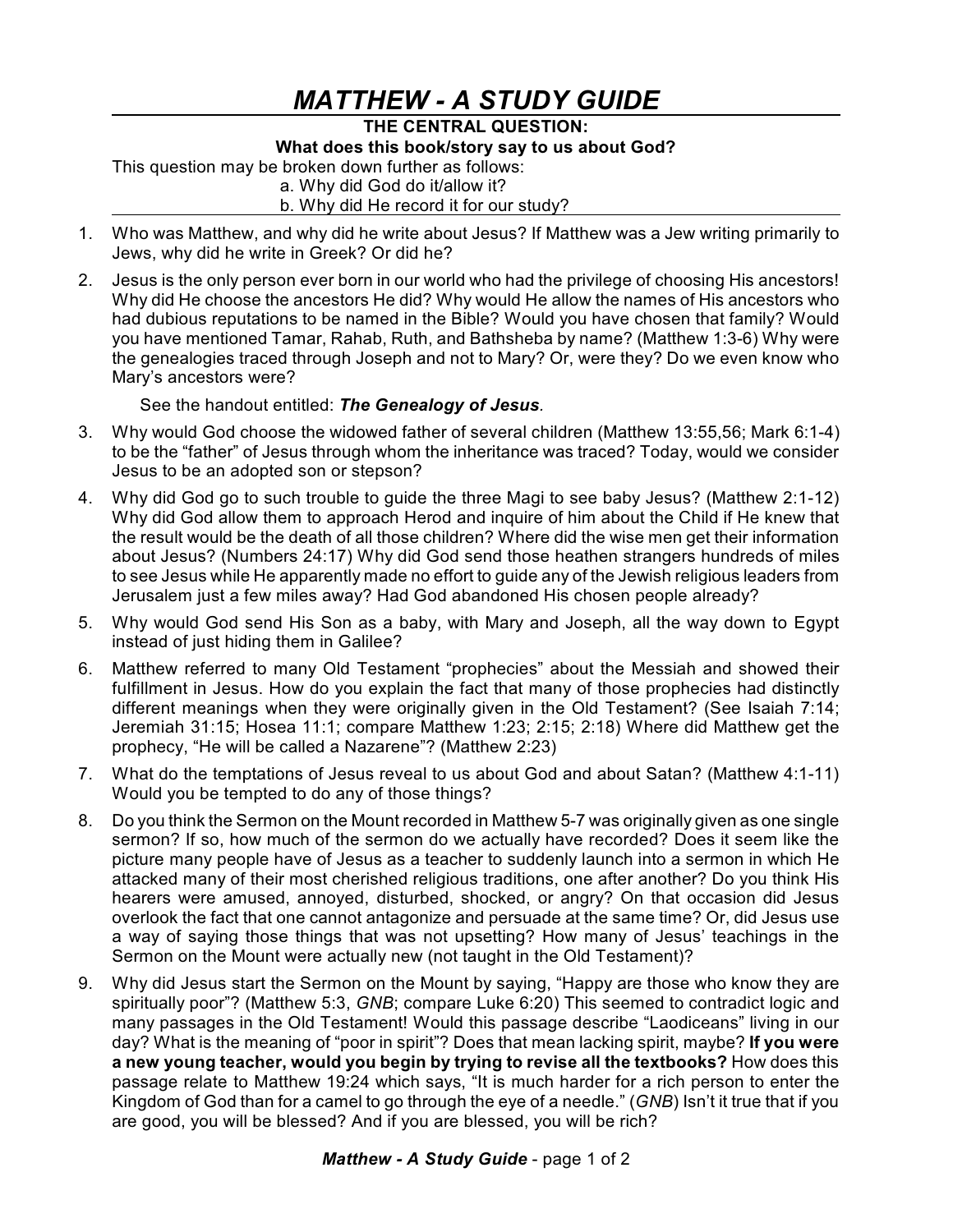# MATTHEW - A STUDY GUIDE

**THE CENTRAL QUESTION:**

**What does this book/story say to us about God?**

This question may be broken down further as follows:

a. Why did God do it/allow it?

b. Why did He record it for our study?

1. Who was Matthew, and why did he write about Jesus? If Matthew was a Jew writing primarily to Jews, why did he write in Greek? Or did he?

2. Jesus is the only person ever born in our world who had the privilege of choosing His ancestors! Why did He choose the ancestors He did? Why would He allow the names of His ancestors who had dubious reputations to be named in the Bible? Would you have chosen that family? Would you have mentioned Tamar, Rahab, Ruth, and Bathsheba by name? (Matthew 1:3-6) Why were the genealogies traced through Joseph and not to Mary? Or, were they? Do we even know who Mary's ancestors were?

   See the handout entitled: ***The Genealogy of Jesus***.

3. Why would God choose the widowed father of several children (Matthew 13:55,56; Mark 6:1-4) to be the "father" of Jesus through whom the inheritance was traced? Today, would we consider Jesus to be an adopted son or stepson?

4. Why did God go to such trouble to guide the three Magi to see baby Jesus? (Matthew 2:1-12) Why did God allow them to approach Herod and inquire of him about the Child if He knew that the result would be the death of all those children? Where did the wise men get their information about Jesus? (Numbers 24:17) Why did God send those heathen strangers hundreds of miles to see Jesus while He apparently made no effort to guide any of the Jewish religious leaders from Jerusalem just a few miles away? Had God abandoned His chosen people already?

5. Why would God send His Son as a baby, with Mary and Joseph, all the way down to Egypt instead of just hiding them in Galilee?

6. Matthew referred to many Old Testament "prophecies" about the Messiah and showed their fulfillment in Jesus. How do you explain the fact that many of those prophecies had distinctly different meanings when they were originally given in the Old Testament? (See Isaiah 7:14; Jeremiah 31:15; Hosea 11:1; compare Matthew 1:23; 2:15; 2:18) Where did Matthew get the prophecy, "He will be called a Nazarene"? (Matthew 2:23)

7. What do the temptations of Jesus reveal to us about God and about Satan? (Matthew 4:1-11) Would you be tempted to do any of those things?

8. Do you think the Sermon on the Mount recorded in Matthew 5-7 was originally given as one single sermon? If so, how much of the sermon do we actually have recorded? Does it seem like the picture many people have of Jesus as a teacher to suddenly launch into a sermon in which He attacked many of their most cherished religious traditions, one after another? Do you think His hearers were amused, annoyed, disturbed, shocked, or angry? On that occasion did Jesus overlook the fact that one cannot antagonize and persuade at the same time? Or, did Jesus use a way of saying those things that was not upsetting? How many of Jesus' teachings in the Sermon on the Mount were actually new (not taught in the Old Testament)?

9. Why did Jesus start the Sermon on the Mount by saying, "Happy are those who know they are spiritually poor"? (Matthew 5:3, *GNB*; compare Luke 6:20) This seemed to contradict logic and many passages in the Old Testament! Would this passage describe "Laodiceans" living in our day? What is the meaning of "poor in spirit"? Does that mean lacking spirit, maybe? **If you were a new young teacher, would you begin by trying to revise all the textbooks?** How does this passage relate to Matthew 19:24 which says, "It is much harder for a rich person to enter the Kingdom of God than for a camel to go through the eye of a needle." (*GNB*) Isn't it true that if you are good, you will be blessed? And if you are blessed, you will be rich?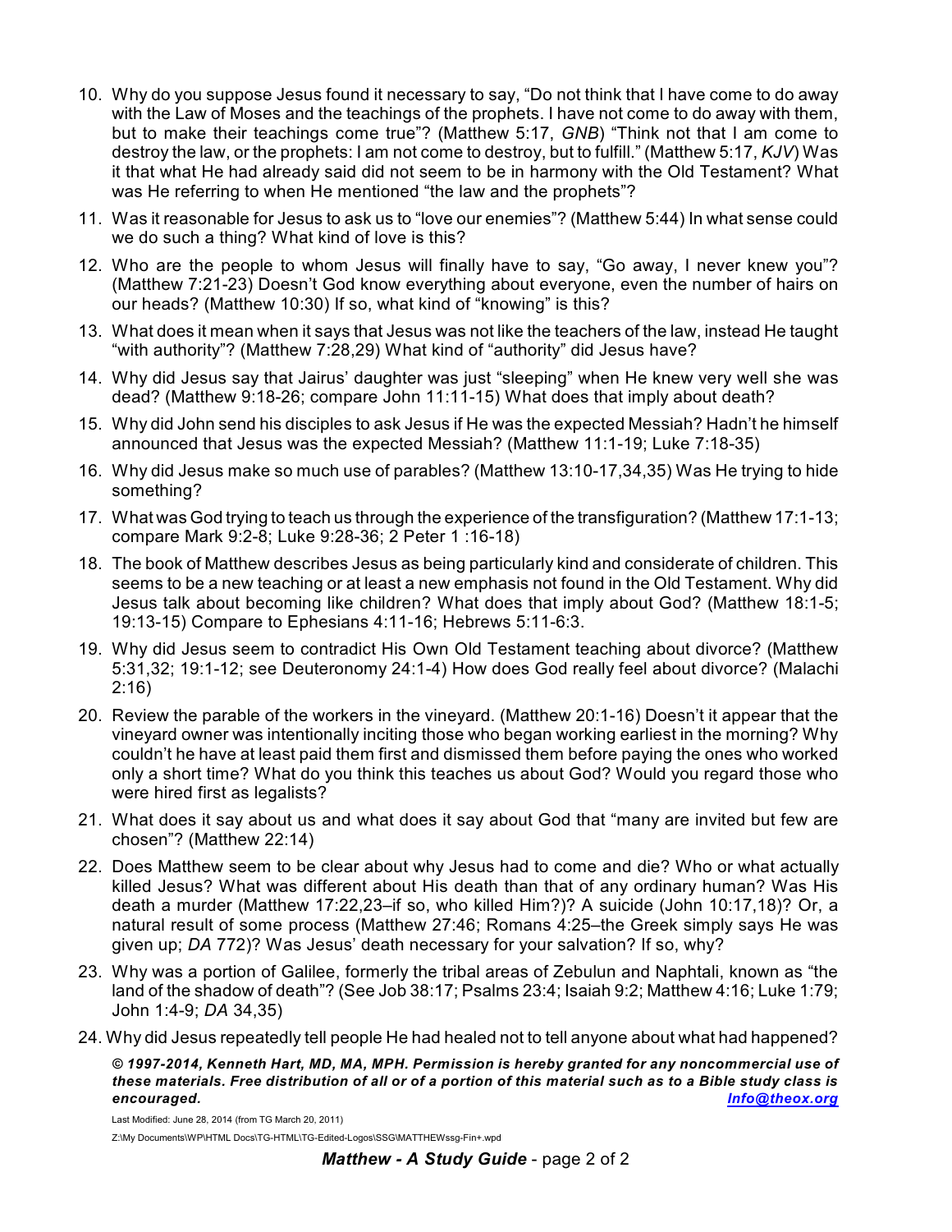10. Why do you suppose Jesus found it necessary to say, "Do not think that I have come to do away with the Law of Moses and the teachings of the prophets. I have not come to do away with them, but to make their teachings come true"? (Matthew 5:17, *GNB*) "Think not that I am come to destroy the law, or the prophets: I am not come to destroy, but to fulfill." (Matthew 5:17, *KJV*) Was it that what He had already said did not seem to be in harmony with the Old Testament? What was He referring to when He mentioned "the law and the prophets"?
11. Was it reasonable for Jesus to ask us to "love our enemies"? (Matthew 5:44) In what sense could we do such a thing? What kind of love is this?
12. Who are the people to whom Jesus will finally have to say, "Go away, I never knew you"? (Matthew 7:21-23) Doesn't God know everything about everyone, even the number of hairs on our heads? (Matthew 10:30) If so, what kind of "knowing" is this?
13. What does it mean when it says that Jesus was not like the teachers of the law, instead He taught "with authority"? (Matthew 7:28,29) What kind of "authority" did Jesus have?
14. Why did Jesus say that Jairus' daughter was just "sleeping" when He knew very well she was dead? (Matthew 9:18-26; compare John 11:11-15) What does that imply about death?
15. Why did John send his disciples to ask Jesus if He was the expected Messiah? Hadn't he himself announced that Jesus was the expected Messiah? (Matthew 11:1-19; Luke 7:18-35)
16. Why did Jesus make so much use of parables? (Matthew 13:10-17,34,35) Was He trying to hide something?
17. What was God trying to teach us through the experience of the transfiguration? (Matthew 17:1-13; compare Mark 9:2-8; Luke 9:28-36; 2 Peter 1 :16-18)
18. The book of Matthew describes Jesus as being particularly kind and considerate of children. This seems to be a new teaching or at least a new emphasis not found in the Old Testament. Why did Jesus talk about becoming like children? What does that imply about God? (Matthew 18:1-5; 19:13-15) Compare to Ephesians 4:11-16; Hebrews 5:11-6:3.
19. Why did Jesus seem to contradict His Own Old Testament teaching about divorce? (Matthew 5:31,32; 19:1-12; see Deuteronomy 24:1-4) How does God really feel about divorce? (Malachi 2:16)
20. Review the parable of the workers in the vineyard. (Matthew 20:1-16) Doesn't it appear that the vineyard owner was intentionally inciting those who began working earliest in the morning? Why couldn't he have at least paid them first and dismissed them before paying the ones who worked only a short time? What do you think this teaches us about God? Would you regard those who were hired first as legalists?
21. What does it say about us and what does it say about God that "many are invited but few are chosen"? (Matthew 22:14)
22. Does Matthew seem to be clear about why Jesus had to come and die? Who or what actually killed Jesus? What was different about His death than that of any ordinary human? Was His death a murder (Matthew 17:22,23–if so, who killed Him?)? A suicide (John 10:17,18)? Or, a natural result of some process (Matthew 27:46; Romans 4:25–the Greek simply says He was given up; *DA* 772)? Was Jesus' death necessary for your salvation? If so, why?
23. Why was a portion of Galilee, formerly the tribal areas of Zebulun and Naphtali, known as "the land of the shadow of death"? (See Job 38:17; Psalms 23:4; Isaiah 9:2; Matthew 4:16; Luke 1:79; John 1:4-9; *DA* 34,35)
24. Why did Jesus repeatedly tell people He had healed not to tell anyone about what had happened?

***© 1997-2014, Kenneth Hart, MD, MA, MPH. Permission is hereby granted for any noncommercial use of these materials. Free distribution of all or of a portion of this material such as to a Bible study class is encouraged.*** ***Info@theox.org***

Last Modified: June 28, 2014 (from TG March 20, 2011)

Z:\My Documents\WP\HTML Docs\TG-HTML\TG-Edited-Logos\SSG\MATTHEWssg-Fin+.wpd